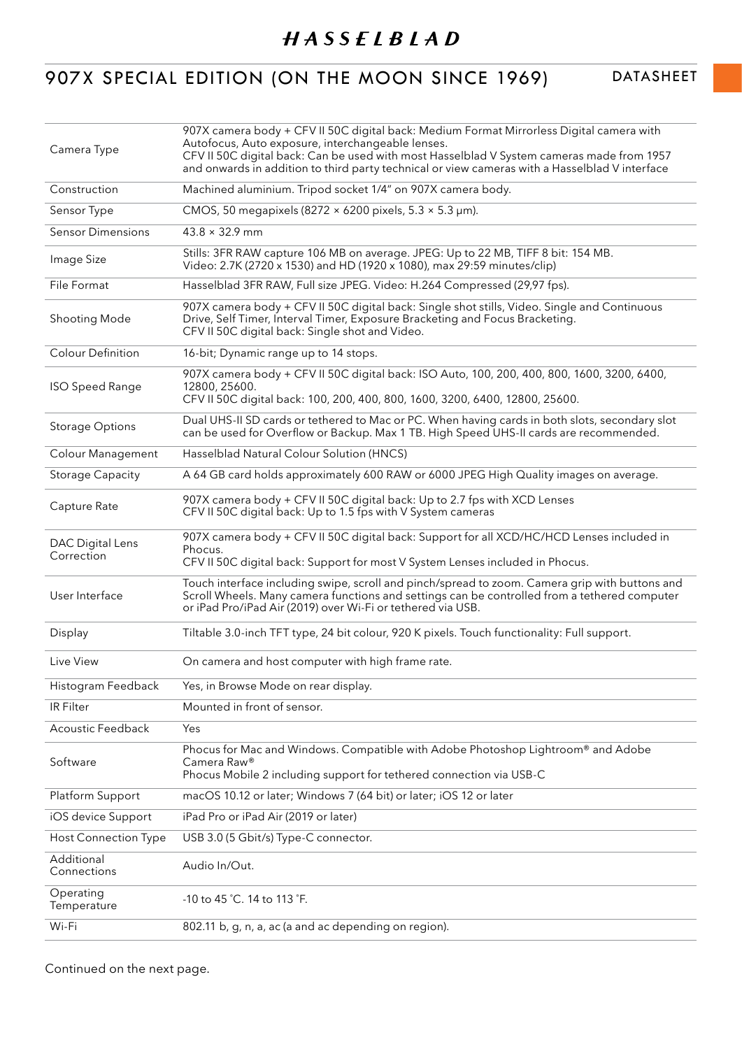# HASSELBLAD

## 907X SPECIAL EDITION (ON THE MOON SINCE 1969) DATASHEET

| | |
|---|---|
| Camera Type | 907X camera body + CFV II 50C digital back: Medium Format Mirrorless Digital camera with Autofocus, Auto exposure, interchangeable lenses.<br>CFV II 50C digital back: Can be used with most Hasselblad V System cameras made from 1957 and onwards in addition to third party technical or view cameras with a Hasselblad V interface |
| Construction | Machined aluminium. Tripod socket 1/4" on 907X camera body. |
| Sensor Type | CMOS, 50 megapixels (8272 × 6200 pixels, 5.3 × 5.3 μm). |
| Sensor Dimensions | 43.8 × 32.9 mm |
| Image Size | Stills: 3FR RAW capture 106 MB on average. JPEG: Up to 22 MB, TIFF 8 bit: 154 MB.<br>Video: 2.7K (2720 x 1530) and HD (1920 x 1080), max 29:59 minutes/clip) |
| File Format | Hasselblad 3FR RAW, Full size JPEG. Video: H.264 Compressed (29,97 fps). |
| Shooting Mode | 907X camera body + CFV II 50C digital back: Single shot stills, Video. Single and Continuous Drive, Self Timer, Interval Timer, Exposure Bracketing and Focus Bracketing.<br>CFV II 50C digital back: Single shot and Video. |
| Colour Definition | 16-bit; Dynamic range up to 14 stops. |
| ISO Speed Range | 907X camera body + CFV II 50C digital back: ISO Auto, 100, 200, 400, 800, 1600, 3200, 6400, 12800, 25600.<br>CFV II 50C digital back: 100, 200, 400, 800, 1600, 3200, 6400, 12800, 25600. |
| Storage Options | Dual UHS-II SD cards or tethered to Mac or PC. When having cards in both slots, secondary slot can be used for Overflow or Backup. Max 1 TB. High Speed UHS-II cards are recommended. |
| Colour Management | Hasselblad Natural Colour Solution (HNCS) |
| Storage Capacity | A 64 GB card holds approximately 600 RAW or 6000 JPEG High Quality images on average. |
| Capture Rate | 907X camera body + CFV II 50C digital back: Up to 2.7 fps with XCD Lenses<br>CFV II 50C digital back: Up to 1.5 fps with V System cameras |
| DAC Digital Lens Correction | 907X camera body + CFV II 50C digital back: Support for all XCD/HC/HCD Lenses included in Phocus.<br>CFV II 50C digital back: Support for most V System Lenses included in Phocus. |
| User Interface | Touch interface including swipe, scroll and pinch/spread to zoom. Camera grip with buttons and Scroll Wheels. Many camera functions and settings can be controlled from a tethered computer or iPad Pro/iPad Air (2019) over Wi-Fi or tethered via USB. |
| Display | Tiltable 3.0-inch TFT type, 24 bit colour, 920 K pixels. Touch functionality: Full support. |
| Live View | On camera and host computer with high frame rate. |
| Histogram Feedback | Yes, in Browse Mode on rear display. |
| IR Filter | Mounted in front of sensor. |
| Acoustic Feedback | Yes |
| Software | Phocus for Mac and Windows. Compatible with Adobe Photoshop Lightroom® and Adobe Camera Raw®<br>Phocus Mobile 2 including support for tethered connection via USB-C |
| Platform Support | macOS 10.12 or later; Windows 7 (64 bit) or later; iOS 12 or later |
| iOS device Support | iPad Pro or iPad Air (2019 or later) |
| Host Connection Type | USB 3.0 (5 Gbit/s) Type-C connector. |
| Additional Connections | Audio In/Out. |
| Operating Temperature | -10 to 45 °C. 14 to 113 °F. |
| Wi-Fi | 802.11 b, g, n, a, ac (a and ac depending on region). |

Continued on the next page.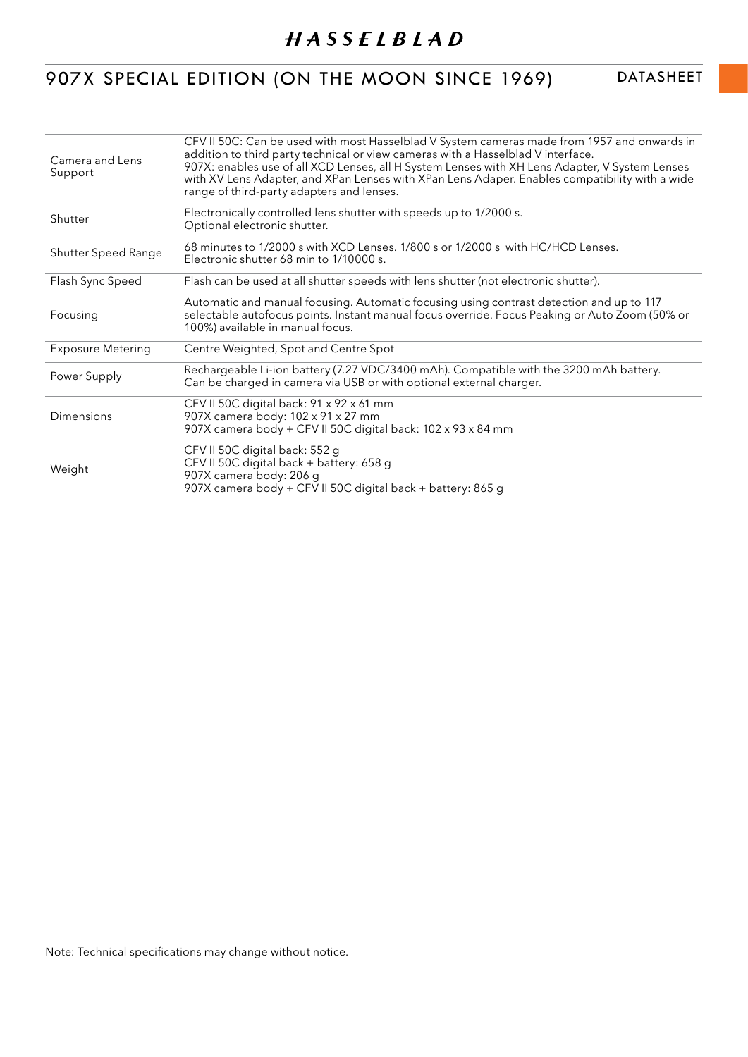# HASSELBLAD

## 907X SPECIAL EDITION (ON THE MOON SINCE 1969) DATASHEET

| | |
|---|---|
| Camera and Lens Support | CFV II 50C: Can be used with most Hasselblad V System cameras made from 1957 and onwards in addition to third party technical or view cameras with a Hasselblad V interface.<br>907X: enables use of all XCD Lenses, all H System Lenses with XH Lens Adapter, V System Lenses with XV Lens Adapter, and XPan Lenses with XPan Lens Adaper. Enables compatibility with a wide range of third-party adapters and lenses. |
| Shutter | Electronically controlled lens shutter with speeds up to 1/2000 s.<br>Optional electronic shutter. |
| Shutter Speed Range | 68 minutes to 1/2000 s with XCD Lenses. 1/800 s or 1/2000 s with HC/HCD Lenses.<br>Electronic shutter 68 min to 1/10000 s. |
| Flash Sync Speed | Flash can be used at all shutter speeds with lens shutter (not electronic shutter). |
| Focusing | Automatic and manual focusing. Automatic focusing using contrast detection and up to 117 selectable autofocus points. Instant manual focus override. Focus Peaking or Auto Zoom (50% or 100%) available in manual focus. |
| Exposure Metering | Centre Weighted, Spot and Centre Spot |
| Power Supply | Rechargeable Li-ion battery (7.27 VDC/3400 mAh). Compatible with the 3200 mAh battery.<br>Can be charged in camera via USB or with optional external charger. |
| Dimensions | CFV II 50C digital back: 91 x 92 x 61 mm<br>907X camera body: 102 x 91 x 27 mm<br>907X camera body + CFV II 50C digital back: 102 x 93 x 84 mm |
| Weight | CFV II 50C digital back: 552 g<br>CFV II 50C digital back + battery: 658 g<br>907X camera body: 206 g<br>907X camera body + CFV II 50C digital back + battery: 865 g |

Note: Technical specifications may change without notice.